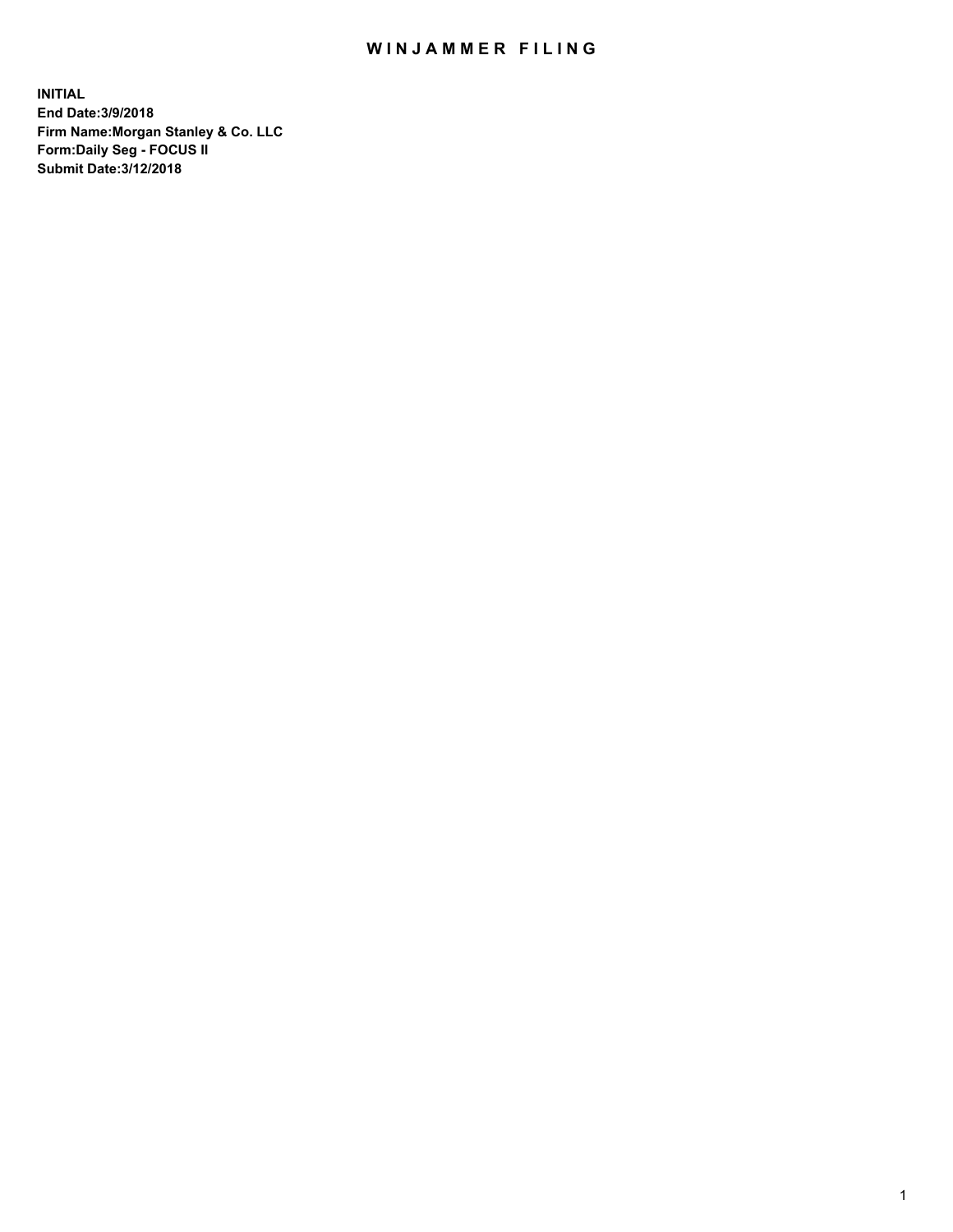# WINJAMMER FILING

**INITIAL**
**End Date:3/9/2018**
**Firm Name:Morgan Stanley & Co. LLC**
**Form:Daily Seg - FOCUS II**
**Submit Date:3/12/2018**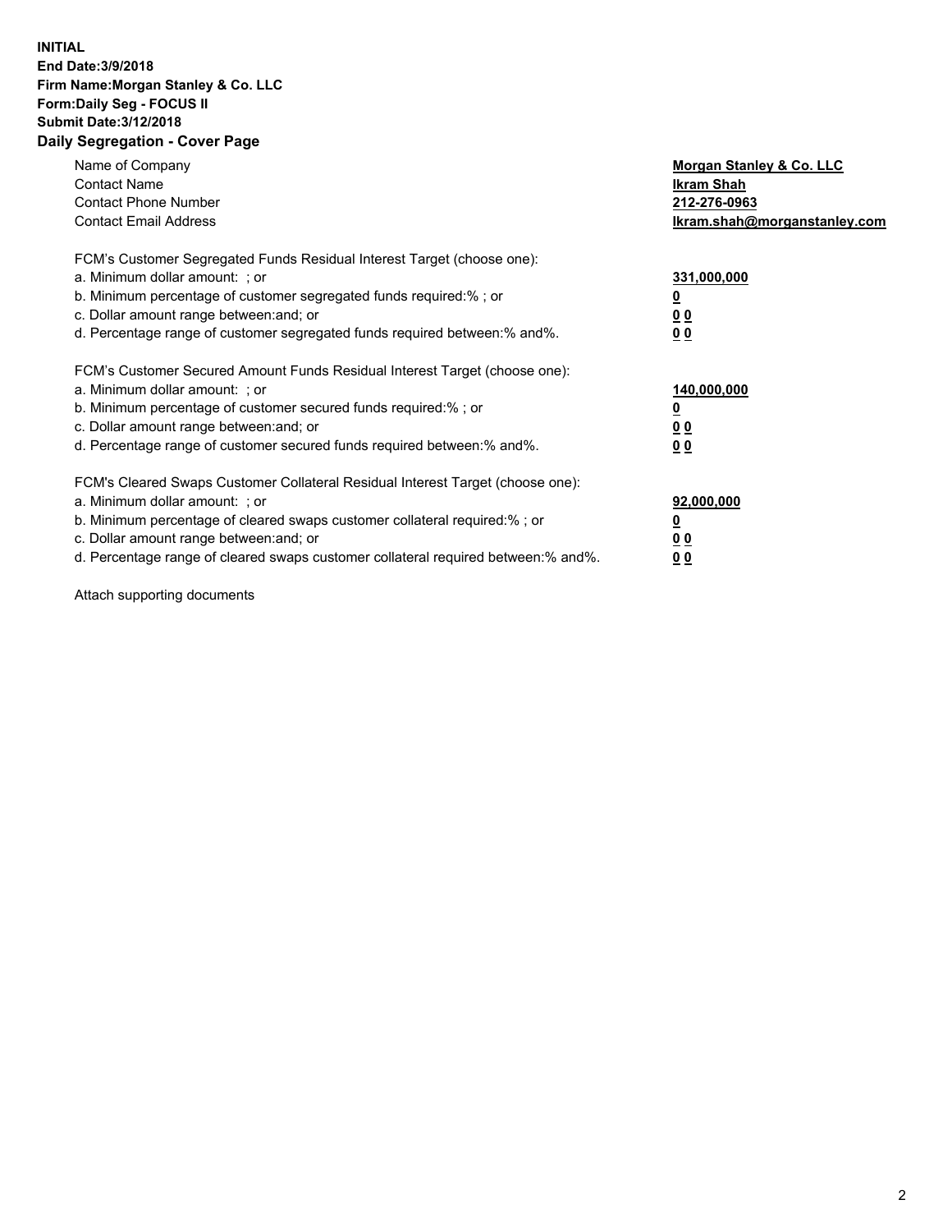**INITIAL**
**End Date:3/9/2018**
**Firm Name:Morgan Stanley & Co. LLC**
**Form:Daily Seg - FOCUS II**
**Submit Date:3/12/2018**
**Daily Segregation - Cover Page**

| | |
|---|---|
| Name of Company | **Morgan Stanley & Co. LLC** |
| Contact Name | **Ikram Shah** |
| Contact Phone Number | **212-276-0963** |
| Contact Email Address | **Ikram.shah@morganstanley.com** |

| | |
|---|---|
| FCM's Customer Segregated Funds Residual Interest Target (choose one): | |
| a. Minimum dollar amount: ; or | **331,000,000** |
| b. Minimum percentage of customer segregated funds required:% ; or | **0** |
| c. Dollar amount range between:and; or | **0 0** |
| d. Percentage range of customer segregated funds required between:% and%. | **0 0** |
| FCM's Customer Secured Amount Funds Residual Interest Target (choose one): | |
| a. Minimum dollar amount: ; or | **140,000,000** |
| b. Minimum percentage of customer secured funds required:% ; or | **0** |
| c. Dollar amount range between:and; or | **0 0** |
| d. Percentage range of customer secured funds required between:% and%. | **0 0** |
| FCM's Cleared Swaps Customer Collateral Residual Interest Target (choose one): | |
| a. Minimum dollar amount: ; or | **92,000,000** |
| b. Minimum percentage of cleared swaps customer collateral required:% ; or | **0** |
| c. Dollar amount range between:and; or | **0 0** |
| d. Percentage range of cleared swaps customer collateral required between:% and%. | **0 0** |

Attach supporting documents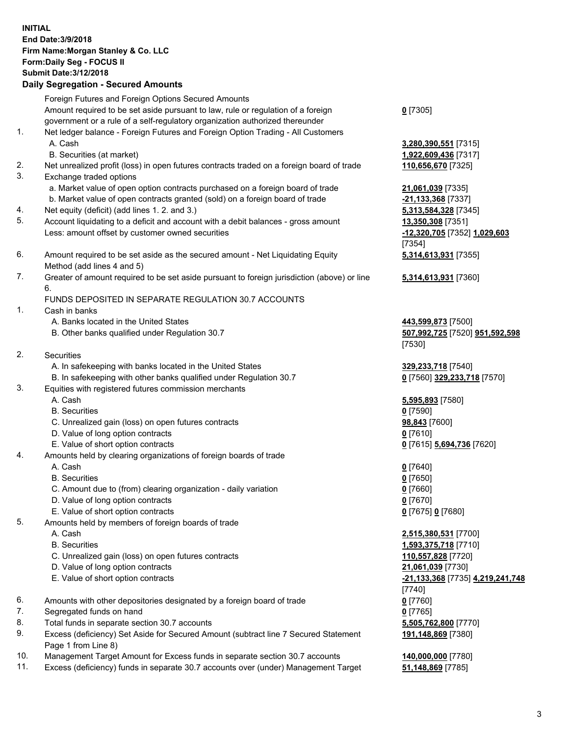**INITIAL**
**End Date:3/9/2018**
**Firm Name:Morgan Stanley & Co. LLC**
**Form:Daily Seg - FOCUS II**
**Submit Date:3/12/2018**

## Daily Segregation - Secured Amounts

| | | |
|---|---|---|
| | Foreign Futures and Foreign Options Secured Amounts | |
| | Amount required to be set aside pursuant to law, rule or regulation of a foreign government or a rule of a self-regulatory organization authorized thereunder | **0** [7305] |
| 1. | Net ledger balance - Foreign Futures and Foreign Option Trading - All Customers | |
| | A. Cash | **3,280,390,551** [7315] |
| | B. Securities (at market) | **1,922,609,436** [7317] |
| 2. | Net unrealized profit (loss) in open futures contracts traded on a foreign board of trade | **110,656,670** [7325] |
| 3. | Exchange traded options | |
| | a. Market value of open option contracts purchased on a foreign board of trade | **21,061,039** [7335] |
| | b. Market value of open contracts granted (sold) on a foreign board of trade | **-21,133,368** [7337] |
| 4. | Net equity (deficit) (add lines 1. 2. and 3.) | **5,313,584,328** [7345] |
| 5. | Account liquidating to a deficit and account with a debit balances - gross amount | **13,350,308** [7351] |
| | Less: amount offset by customer owned securities | **-12,320,705** [7352] **1,029,603** [7354] |
| 6. | Amount required to be set aside as the secured amount - Net Liquidating Equity Method (add lines 4 and 5) | **5,314,613,931** [7355] |
| 7. | Greater of amount required to be set aside pursuant to foreign jurisdiction (above) or line 6. | **5,314,613,931** [7360] |
| | FUNDS DEPOSITED IN SEPARATE REGULATION 30.7 ACCOUNTS | |
| 1. | Cash in banks | |
| | A. Banks located in the United States | **443,599,873** [7500] |
| | B. Other banks qualified under Regulation 30.7 | **507,992,725** [7520] **951,592,598** [7530] |
| 2. | Securities | |
| | A. In safekeeping with banks located in the United States | **329,233,718** [7540] |
| | B. In safekeeping with other banks qualified under Regulation 30.7 | **0** [7560] **329,233,718** [7570] |
| 3. | Equities with registered futures commission merchants | |
| | A. Cash | **5,595,893** [7580] |
| | B. Securities | **0** [7590] |
| | C. Unrealized gain (loss) on open futures contracts | **98,843** [7600] |
| | D. Value of long option contracts | **0** [7610] |
| | E. Value of short option contracts | **0** [7615] **5,694,736** [7620] |
| 4. | Amounts held by clearing organizations of foreign boards of trade | |
| | A. Cash | **0** [7640] |
| | B. Securities | **0** [7650] |
| | C. Amount due to (from) clearing organization - daily variation | **0** [7660] |
| | D. Value of long option contracts | **0** [7670] |
| | E. Value of short option contracts | **0** [7675] **0** [7680] |
| 5. | Amounts held by members of foreign boards of trade | |
| | A. Cash | **2,515,380,531** [7700] |
| | B. Securities | **1,593,375,718** [7710] |
| | C. Unrealized gain (loss) on open futures contracts | **110,557,828** [7720] |
| | D. Value of long option contracts | **21,061,039** [7730] |
| | E. Value of short option contracts | **-21,133,368** [7735] **4,219,241,748** [7740] |
| 6. | Amounts with other depositories designated by a foreign board of trade | **0** [7760] |
| 7. | Segregated funds on hand | **0** [7765] |
| 8. | Total funds in separate section 30.7 accounts | **5,505,762,800** [7770] |
| 9. | Excess (deficiency) Set Aside for Secured Amount (subtract line 7 Secured Statement Page 1 from Line 8) | **191,148,869** [7380] |
| 10. | Management Target Amount for Excess funds in separate section 30.7 accounts | **140,000,000** [7780] |
| 11. | Excess (deficiency) funds in separate 30.7 accounts over (under) Management Target | **51,148,869** [7785] |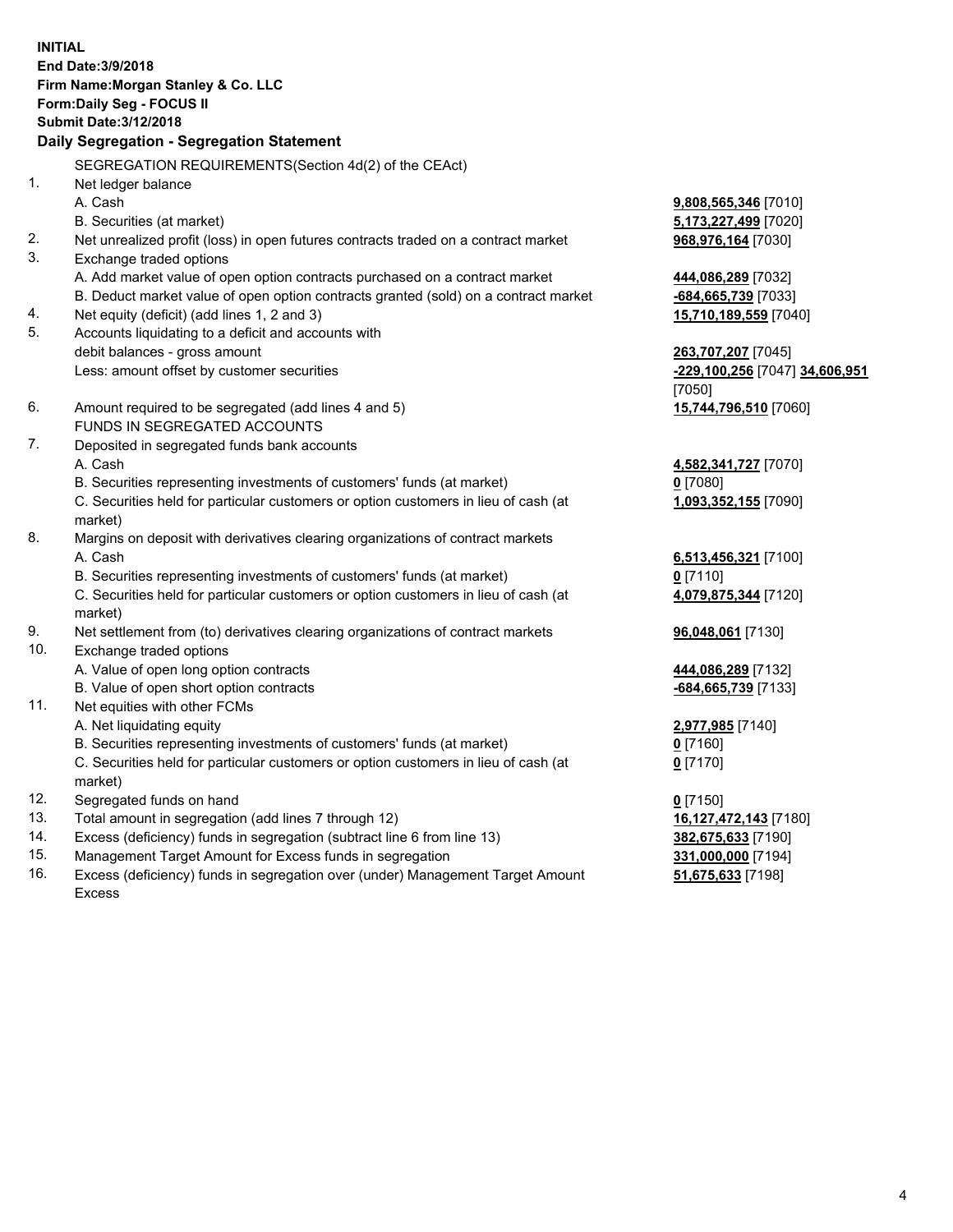**INITIAL**
**End Date:3/9/2018**
**Firm Name:Morgan Stanley & Co. LLC**
**Form:Daily Seg - FOCUS II**
**Submit Date:3/12/2018**

## Daily Segregation - Segregation Statement

SEGREGATION REQUIREMENTS(Section 4d(2) of the CEAct)

| | | |
|---|---|---|
| 1. | Net ledger balance | |
| | A. Cash | **9,808,565,346** [7010] |
| | B. Securities (at market) | **5,173,227,499** [7020] |
| 2. | Net unrealized profit (loss) in open futures contracts traded on a contract market | **968,976,164** [7030] |
| 3. | Exchange traded options | |
| | A. Add market value of open option contracts purchased on a contract market | **444,086,289** [7032] |
| | B. Deduct market value of open option contracts granted (sold) on a contract market | **-684,665,739** [7033] |
| 4. | Net equity (deficit) (add lines 1, 2 and 3) | **15,710,189,559** [7040] |
| 5. | Accounts liquidating to a deficit and accounts with debit balances - gross amount | **263,707,207** [7045] |
| | Less: amount offset by customer securities | **-229,100,256** [7047] **34,606,951** [7050] |
| 6. | Amount required to be segregated (add lines 4 and 5) | **15,744,796,510** [7060] |
| | FUNDS IN SEGREGATED ACCOUNTS | |
| 7. | Deposited in segregated funds bank accounts | |
| | A. Cash | **4,582,341,727** [7070] |
| | B. Securities representing investments of customers' funds (at market) | **0** [7080] |
| | C. Securities held for particular customers or option customers in lieu of cash (at market) | **1,093,352,155** [7090] |
| 8. | Margins on deposit with derivatives clearing organizations of contract markets | |
| | A. Cash | **6,513,456,321** [7100] |
| | B. Securities representing investments of customers' funds (at market) | **0** [7110] |
| | C. Securities held for particular customers or option customers in lieu of cash (at market) | **4,079,875,344** [7120] |
| 9. | Net settlement from (to) derivatives clearing organizations of contract markets | **96,048,061** [7130] |
| 10. | Exchange traded options | |
| | A. Value of open long option contracts | **444,086,289** [7132] |
| | B. Value of open short option contracts | **-684,665,739** [7133] |
| 11. | Net equities with other FCMs | |
| | A. Net liquidating equity | **2,977,985** [7140] |
| | B. Securities representing investments of customers' funds (at market) | **0** [7160] |
| | C. Securities held for particular customers or option customers in lieu of cash (at market) | **0** [7170] |
| 12. | Segregated funds on hand | **0** [7150] |
| 13. | Total amount in segregation (add lines 7 through 12) | **16,127,472,143** [7180] |
| 14. | Excess (deficiency) funds in segregation (subtract line 6 from line 13) | **382,675,633** [7190] |
| 15. | Management Target Amount for Excess funds in segregation | **331,000,000** [7194] |
| 16. | Excess (deficiency) funds in segregation over (under) Management Target Amount Excess | **51,675,633** [7198] |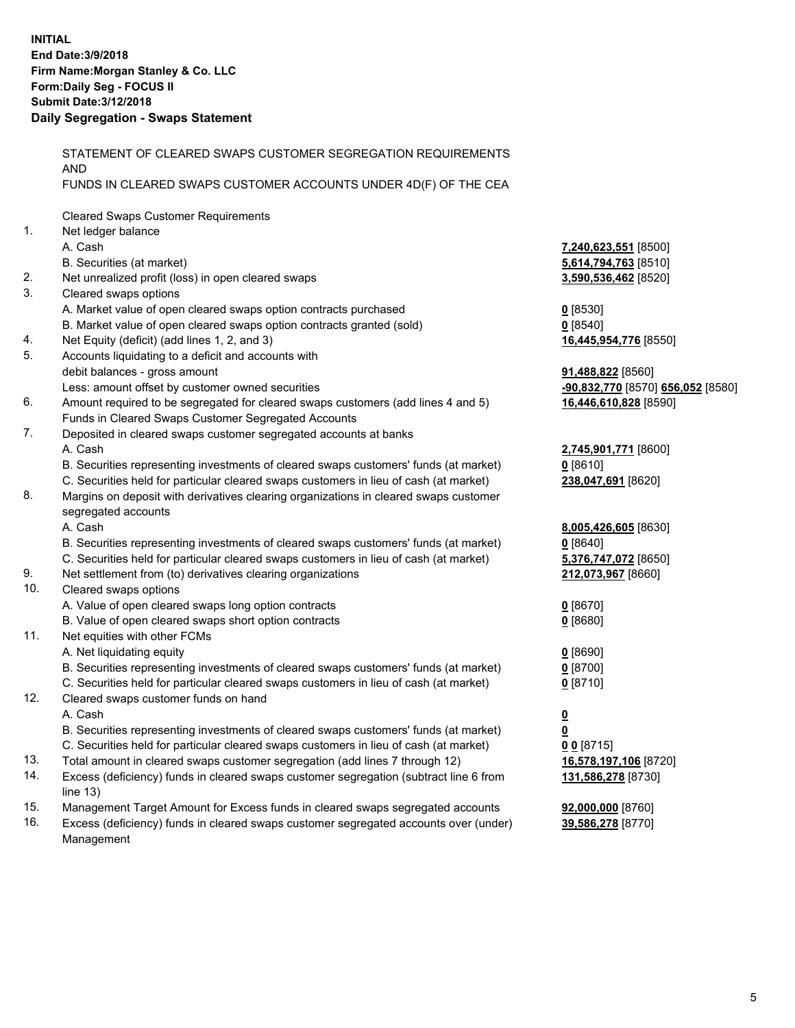**INITIAL**
**End Date:3/9/2018**
**Firm Name:Morgan Stanley & Co. LLC**
**Form:Daily Seg - FOCUS II**
**Submit Date:3/12/2018**
**Daily Segregation - Swaps Statement**

STATEMENT OF CLEARED SWAPS CUSTOMER SEGREGATION REQUIREMENTS AND FUNDS IN CLEARED SWAPS CUSTOMER ACCOUNTS UNDER 4D(F) OF THE CEA

| | | |
|---|---|---|
| | Cleared Swaps Customer Requirements | |
| 1. | Net ledger balance | |
| | A. Cash | **7,240,623,551** [8500] |
| | B. Securities (at market) | **5,614,794,763** [8510] |
| 2. | Net unrealized profit (loss) in open cleared swaps | **3,590,536,462** [8520] |
| 3. | Cleared swaps options | |
| | A. Market value of open cleared swaps option contracts purchased | **0** [8530] |
| | B. Market value of open cleared swaps option contracts granted (sold) | **0** [8540] |
| 4. | Net Equity (deficit) (add lines 1, 2, and 3) | **16,445,954,776** [8550] |
| 5. | Accounts liquidating to a deficit and accounts with debit balances - gross amount | **91,488,822** [8560] |
| | Less: amount offset by customer owned securities | **-90,832,770** [8570] **656,052** [8580] |
| 6. | Amount required to be segregated for cleared swaps customers (add lines 4 and 5) | **16,446,610,828** [8590] |
| | Funds in Cleared Swaps Customer Segregated Accounts | |
| 7. | Deposited in cleared swaps customer segregated accounts at banks | |
| | A. Cash | **2,745,901,771** [8600] |
| | B. Securities representing investments of cleared swaps customers' funds (at market) | **0** [8610] |
| | C. Securities held for particular cleared swaps customers in lieu of cash (at market) | **238,047,691** [8620] |
| 8. | Margins on deposit with derivatives clearing organizations in cleared swaps customer segregated accounts | |
| | A. Cash | **8,005,426,605** [8630] |
| | B. Securities representing investments of cleared swaps customers' funds (at market) | **0** [8640] |
| | C. Securities held for particular cleared swaps customers in lieu of cash (at market) | **5,376,747,072** [8650] |
| 9. | Net settlement from (to) derivatives clearing organizations | **212,073,967** [8660] |
| 10. | Cleared swaps options | |
| | A. Value of open cleared swaps long option contracts | **0** [8670] |
| | B. Value of open cleared swaps short option contracts | **0** [8680] |
| 11. | Net equities with other FCMs | |
| | A. Net liquidating equity | **0** [8690] |
| | B. Securities representing investments of cleared swaps customers' funds (at market) | **0** [8700] |
| | C. Securities held for particular cleared swaps customers in lieu of cash (at market) | **0** [8710] |
| 12. | Cleared swaps customer funds on hand | |
| | A. Cash | **0** |
| | B. Securities representing investments of cleared swaps customers' funds (at market) | **0** |
| | C. Securities held for particular cleared swaps customers in lieu of cash (at market) | **0** **0** [8715] |
| 13. | Total amount in cleared swaps customer segregation (add lines 7 through 12) | **16,578,197,106** [8720] |
| 14. | Excess (deficiency) funds in cleared swaps customer segregation (subtract line 6 from line 13) | **131,586,278** [8730] |
| 15. | Management Target Amount for Excess funds in cleared swaps segregated accounts | **92,000,000** [8760] |
| 16. | Excess (deficiency) funds in cleared swaps customer segregated accounts over (under) Management | **39,586,278** [8770] |